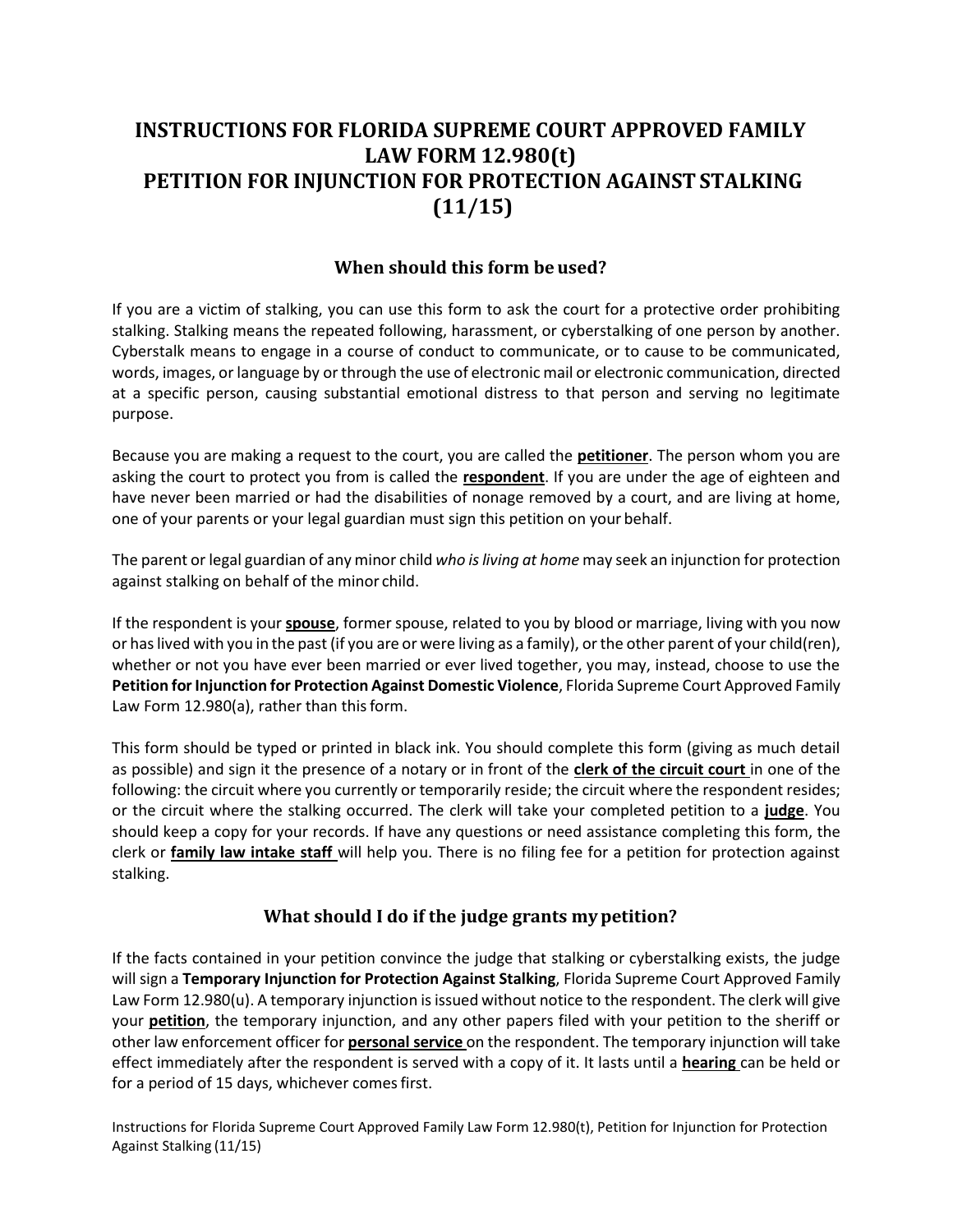# INSTRUCTIONS FOR FLORIDA SUPREME COURT APPROVED FAMILY LAW FORM 12.980(t) PETITION FOR INJUNCTION FOR PROTECTION AGAINST STALKING (11/15)

## When should this form be used?

If you are a victim of stalking, you can use this form to ask the court for a protective order prohibiting stalking. Stalking means the repeated following, harassment, or cyberstalking of one person by another. Cyberstalk means to engage in a course of conduct to communicate, or to cause to be communicated, words, images, or language by or through the use of electronic mail or electronic communication, directed at a specific person, causing substantial emotional distress to that person and serving no legitimate purpose.

Because you are making a request to the court, you are called the **petitioner**. The person whom you are asking the court to protect you from is called the **respondent**. If you are under the age of eighteen and have never been married or had the disabilities of nonage removed by a court, and are living at home, one of your parents or your legal guardian must sign this petition on your behalf.

The parent or legal guardian of any minor child *who is living at home* may seek an injunction for protection against stalking on behalf of the minor child.

If the respondent is your **spouse**, former spouse, related to you by blood or marriage, living with you now or has lived with you in the past (if you are or were living as a family), or the other parent of your child(ren), whether or not you have ever been married or ever lived together, you may, instead, choose to use the **Petition for Injunction for Protection Against Domestic Violence**, Florida Supreme Court Approved Family Law Form 12.980(a), rather than this form.

This form should be typed or printed in black ink. You should complete this form (giving as much detail as possible) and sign it the presence of a notary or in front of the **clerk of the circuit court** in one of the following: the circuit where you currently or temporarily reside; the circuit where the respondent resides; or the circuit where the stalking occurred. The clerk will take your completed petition to a **judge**. You should keep a copy for your records. If have any questions or need assistance completing this form, the clerk or **family law intake staff** will help you. There is no filing fee for a petition for protection against stalking.

## What should I do if the judge grants my petition?

If the facts contained in your petition convince the judge that stalking or cyberstalking exists, the judge will sign a **Temporary Injunction for Protection Against Stalking**, Florida Supreme Court Approved Family Law Form 12.980(u). A temporary injunction is issued without notice to the respondent. The clerk will give your **petition**, the temporary injunction, and any other papers filed with your petition to the sheriff or other law enforcement officer for **personal service** on the respondent. The temporary injunction will take effect immediately after the respondent is served with a copy of it. It lasts until a **hearing** can be held or for a period of 15 days, whichever comes first.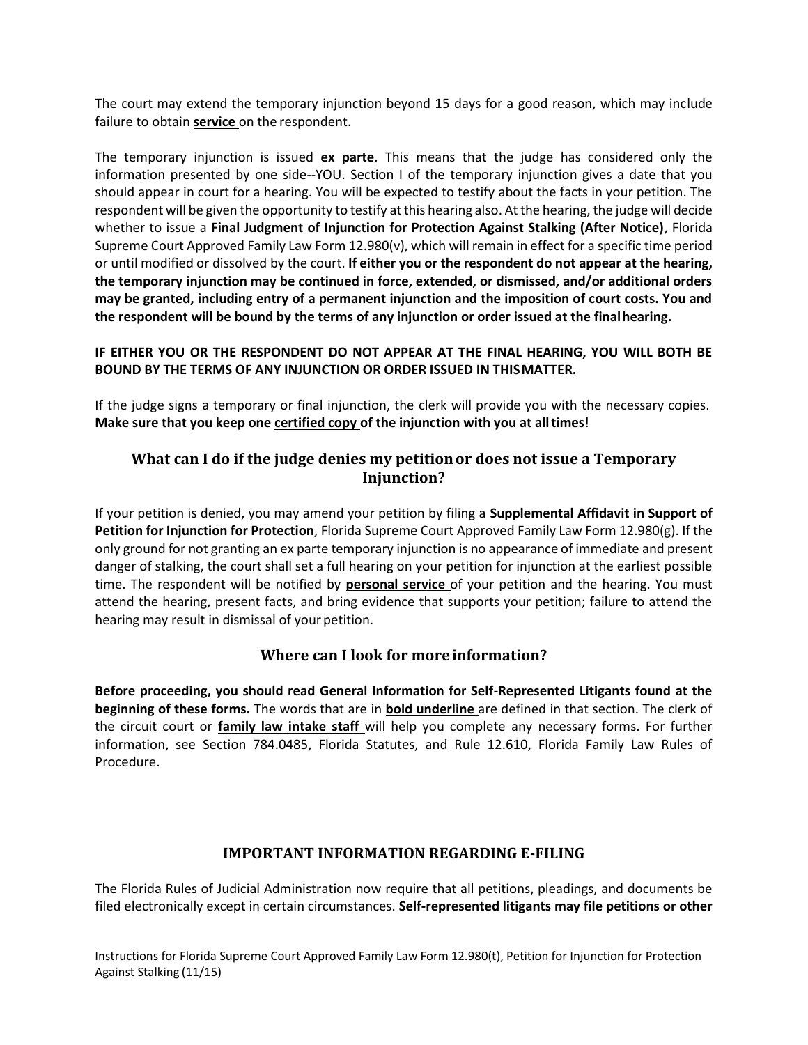The court may extend the temporary injunction beyond 15 days for a good reason, which may include failure to obtain **service** on the respondent.

The temporary injunction is issued **ex parte**. This means that the judge has considered only the information presented by one side--YOU. Section I of the temporary injunction gives a date that you should appear in court for a hearing. You will be expected to testify about the facts in your petition. The respondent will be given the opportunity to testify at this hearing also. At the hearing, the judge will decide whether to issue a **Final Judgment of Injunction for Protection Against Stalking (After Notice)**, Florida Supreme Court Approved Family Law Form 12.980(v), which will remain in effect for a specific time period or until modified or dissolved by the court. **If either you or the respondent do not appear at the hearing, the temporary injunction may be continued in force, extended, or dismissed, and/or additional orders may be granted, including entry of a permanent injunction and the imposition of court costs. You and the respondent will be bound by the terms of any injunction or order issued at the final hearing.**

**IF EITHER YOU OR THE RESPONDENT DO NOT APPEAR AT THE FINAL HEARING, YOU WILL BOTH BE BOUND BY THE TERMS OF ANY INJUNCTION OR ORDER ISSUED IN THIS MATTER.**

If the judge signs a temporary or final injunction, the clerk will provide you with the necessary copies. **Make sure that you keep one certified copy of the injunction with you at all times!**

## What can I do if the judge denies my petition or does not issue a Temporary Injunction?

If your petition is denied, you may amend your petition by filing a **Supplemental Affidavit in Support of Petition for Injunction for Protection**, Florida Supreme Court Approved Family Law Form 12.980(g). If the only ground for not granting an ex parte temporary injunction is no appearance of immediate and present danger of stalking, the court shall set a full hearing on your petition for injunction at the earliest possible time. The respondent will be notified by **personal service** of your petition and the hearing. You must attend the hearing, present facts, and bring evidence that supports your petition; failure to attend the hearing may result in dismissal of your petition.

## Where can I look for more information?

**Before proceeding, you should read General Information for Self-Represented Litigants found at the beginning of these forms.** The words that are in **bold underline** are defined in that section. The clerk of the circuit court or **family law intake staff** will help you complete any necessary forms. For further information, see Section 784.0485, Florida Statutes, and Rule 12.610, Florida Family Law Rules of Procedure.

## IMPORTANT INFORMATION REGARDING E-FILING

The Florida Rules of Judicial Administration now require that all petitions, pleadings, and documents be filed electronically except in certain circumstances. **Self-represented litigants may file petitions or other**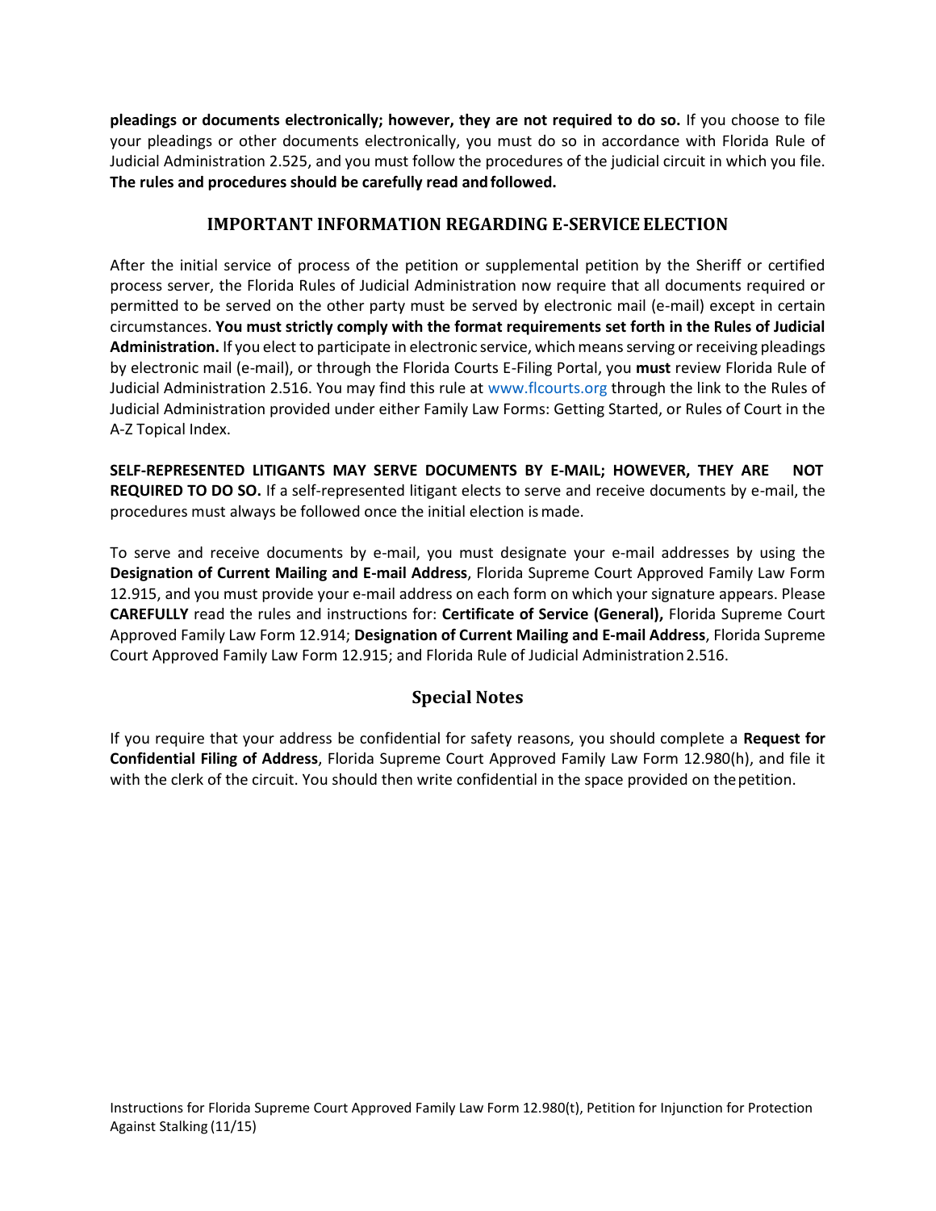**pleadings or documents electronically; however, they are not required to do so.** If you choose to file your pleadings or other documents electronically, you must do so in accordance with Florida Rule of Judicial Administration 2.525, and you must follow the procedures of the judicial circuit in which you file. **The rules and procedures should be carefully read and followed.**

## IMPORTANT INFORMATION REGARDING E-SERVICE ELECTION

After the initial service of process of the petition or supplemental petition by the Sheriff or certified process server, the Florida Rules of Judicial Administration now require that all documents required or permitted to be served on the other party must be served by electronic mail (e-mail) except in certain circumstances. **You must strictly comply with the format requirements set forth in the Rules of Judicial Administration.** If you elect to participate in electronic service, which means serving or receiving pleadings by electronic mail (e-mail), or through the Florida Courts E-Filing Portal, you **must** review Florida Rule of Judicial Administration 2.516. You may find this rule at www.flcourts.org through the link to the Rules of Judicial Administration provided under either Family Law Forms: Getting Started, or Rules of Court in the A-Z Topical Index.

**SELF-REPRESENTED LITIGANTS MAY SERVE DOCUMENTS BY E-MAIL; HOWEVER, THEY ARE NOT REQUIRED TO DO SO.** If a self-represented litigant elects to serve and receive documents by e-mail, the procedures must always be followed once the initial election is made.

To serve and receive documents by e-mail, you must designate your e-mail addresses by using the **Designation of Current Mailing and E-mail Address**, Florida Supreme Court Approved Family Law Form 12.915, and you must provide your e-mail address on each form on which your signature appears. Please **CAREFULLY** read the rules and instructions for: **Certificate of Service (General),** Florida Supreme Court Approved Family Law Form 12.914; **Designation of Current Mailing and E-mail Address**, Florida Supreme Court Approved Family Law Form 12.915; and Florida Rule of Judicial Administration 2.516.

## Special Notes

If you require that your address be confidential for safety reasons, you should complete a **Request for Confidential Filing of Address**, Florida Supreme Court Approved Family Law Form 12.980(h), and file it with the clerk of the circuit. You should then write confidential in the space provided on the petition.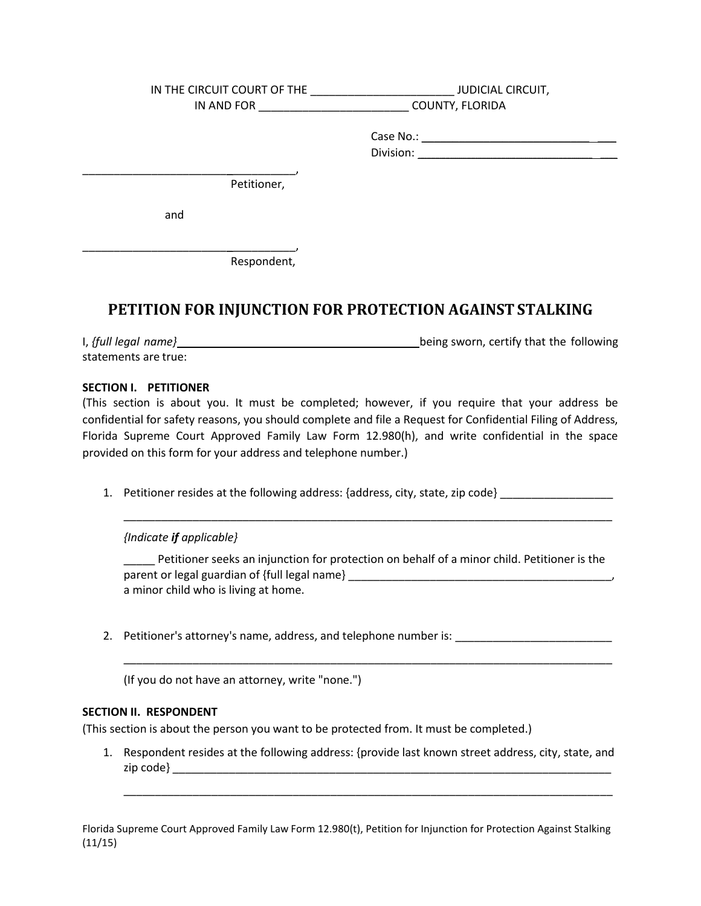IN THE CIRCUIT COURT OF THE _______________________ JUDICIAL CIRCUIT,
IN AND FOR ________________________ COUNTY, FLORIDA

Case No.: ______________________________

Division: ______________________________

___________________________________,
Petitioner,

and

___________________________________,
Respondent,

## PETITION FOR INJUNCTION FOR PROTECTION AGAINST STALKING

I, *{full legal name}*________________________________________being sworn, certify that the following statements are true:

**SECTION I. PETITIONER**

(This section is about you. It must be completed; however, if you require that your address be confidential for safety reasons, you should complete and file a Request for Confidential Filing of Address, Florida Supreme Court Approved Family Law Form 12.980(h), and write confidential in the space provided on this form for your address and telephone number.)

1. Petitioner resides at the following address: {address, city, state, zip code} __________________

   ________________________________________________________________________________

   *{Indicate **if** applicable}*

   _____ Petitioner seeks an injunction for protection on behalf of a minor child. Petitioner is the parent or legal guardian of {full legal name} ___________________________________________, a minor child who is living at home.

2. Petitioner's attorney's name, address, and telephone number is: _________________________

   ________________________________________________________________________________

   (If you do not have an attorney, write "none.")

**SECTION II. RESPONDENT**

(This section is about the person you want to be protected from. It must be completed.)

1. Respondent resides at the following address: {provide last known street address, city, state, and zip code} ___________________________________________________________________________

   ________________________________________________________________________________

Florida Supreme Court Approved Family Law Form 12.980(t), Petition for Injunction for Protection Against Stalking (11/15)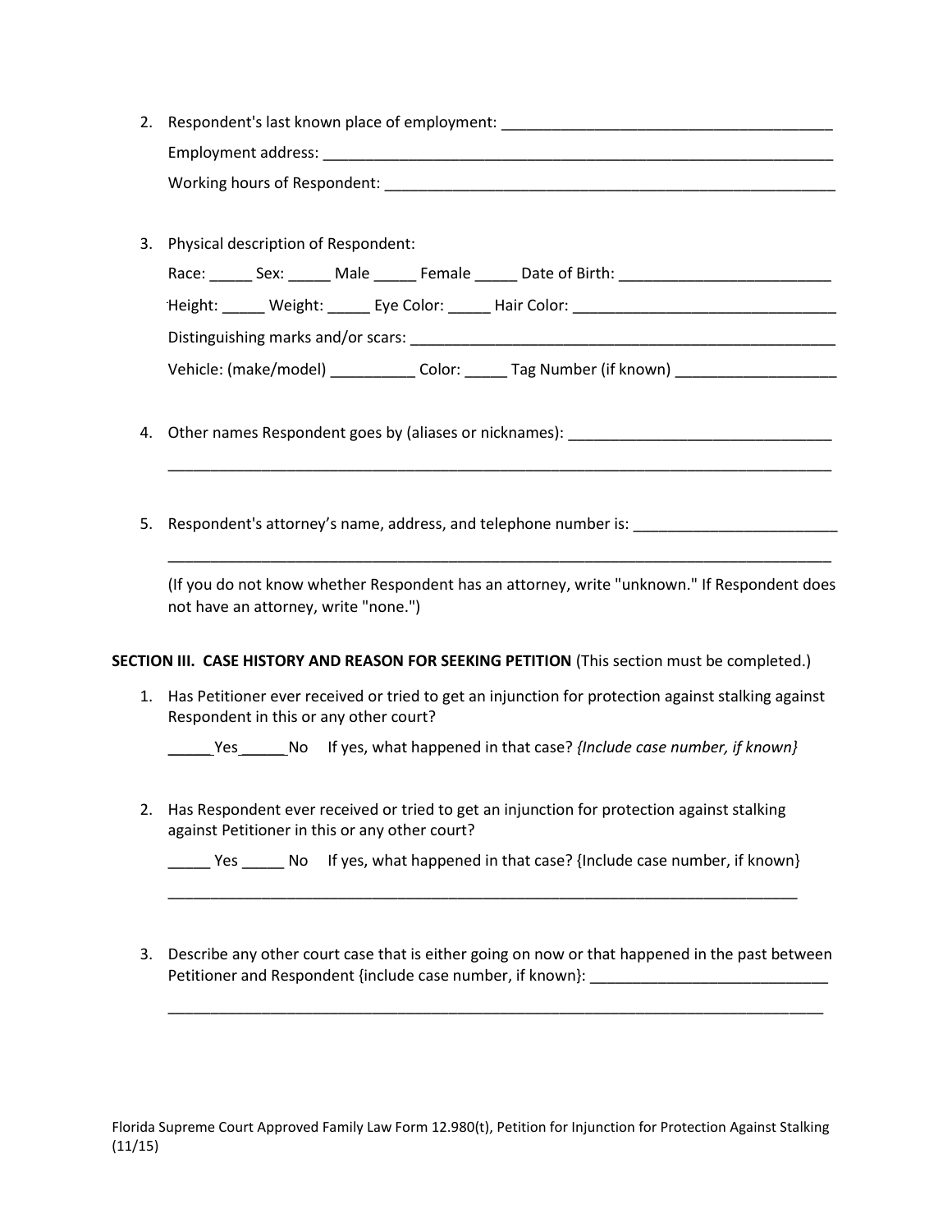2. Respondent's last known place of employment: ________________________________________

   Employment address: ________________________________________________________________

   Working hours of Respondent: ________________________________________________________

3. Physical description of Respondent:

   Race: _____ Sex: _____ Male _____ Female _____ Date of Birth: _________________________

   Height: _____ Weight: _____ Eye Color: _____ Hair Color: _______________________________

   Distinguishing marks and/or scars: ____________________________________________________

   Vehicle: (make/model) __________ Color: _____ Tag Number (if known) ___________________

4. Other names Respondent goes by (aliases or nicknames): _______________________________

   ________________________________________________________________________________

5. Respondent's attorney's name, address, and telephone number is: ________________________

   ________________________________________________________________________________

   (If you do not know whether Respondent has an attorney, write "unknown." If Respondent does not have an attorney, write "none.")

**SECTION III. CASE HISTORY AND REASON FOR SEEKING PETITION** (This section must be completed.)

1. Has Petitioner ever received or tried to get an injunction for protection against stalking against Respondent in this or any other court?

   _____Yes_____No If yes, what happened in that case? *{Include case number, if known}*

2. Has Respondent ever received or tried to get an injunction for protection against stalking against Petitioner in this or any other court?

   _____ Yes _____ No If yes, what happened in that case? {Include case number, if known}

   ______________________________________________________________________________

3. Describe any other court case that is either going on now or that happened in the past between Petitioner and Respondent {include case number, if known}: ____________________________

   ________________________________________________________________________________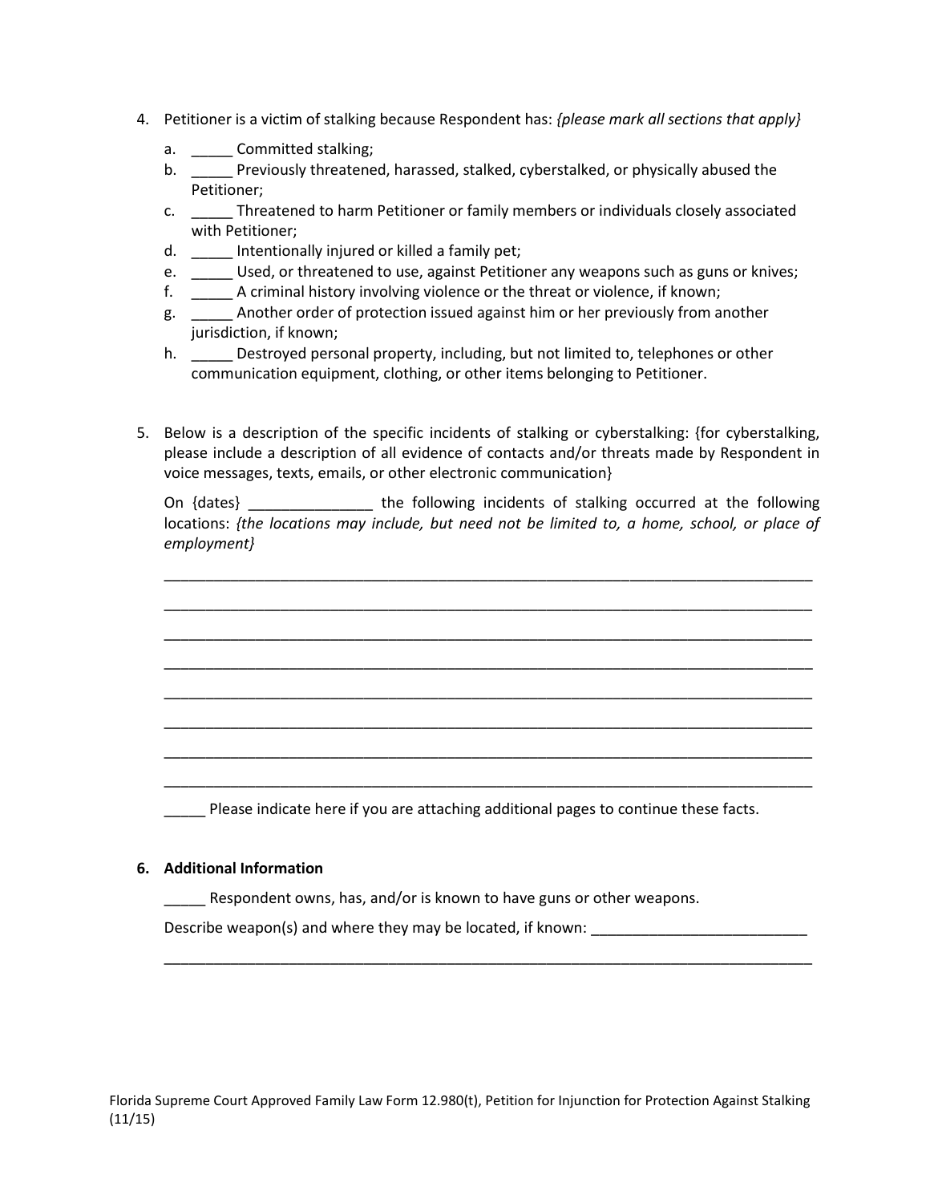4. Petitioner is a victim of stalking because Respondent has: *{please mark all sections that apply}*

    a. _____ Committed stalking;
    b. _____ Previously threatened, harassed, stalked, cyberstalked, or physically abused the Petitioner;
    c. _____ Threatened to harm Petitioner or family members or individuals closely associated with Petitioner;
    d. _____ Intentionally injured or killed a family pet;
    e. _____ Used, or threatened to use, against Petitioner any weapons such as guns or knives;
    f. _____ A criminal history involving violence or the threat or violence, if known;
    g. _____ Another order of protection issued against him or her previously from another jurisdiction, if known;
    h. _____ Destroyed personal property, including, but not limited to, telephones or other communication equipment, clothing, or other items belonging to Petitioner.

5. Below is a description of the specific incidents of stalking or cyberstalking: {for cyberstalking, please include a description of all evidence of contacts and/or threats made by Respondent in voice messages, texts, emails, or other electronic communication}

    On {dates} _______________ the following incidents of stalking occurred at the following locations: *{the locations may include, but need not be limited to, a home, school, or place of employment}*

    ________________________________________________________________________________

    ________________________________________________________________________________

    ________________________________________________________________________________

    ________________________________________________________________________________

    ________________________________________________________________________________

    ________________________________________________________________________________

    ________________________________________________________________________________

    ________________________________________________________________________________

    _____ Please indicate here if you are attaching additional pages to continue these facts.

6. **Additional Information**

    _____ Respondent owns, has, and/or is known to have guns or other weapons.

    Describe weapon(s) and where they may be located, if known: __________________________

    ________________________________________________________________________________

Florida Supreme Court Approved Family Law Form 12.980(t), Petition for Injunction for Protection Against Stalking (11/15)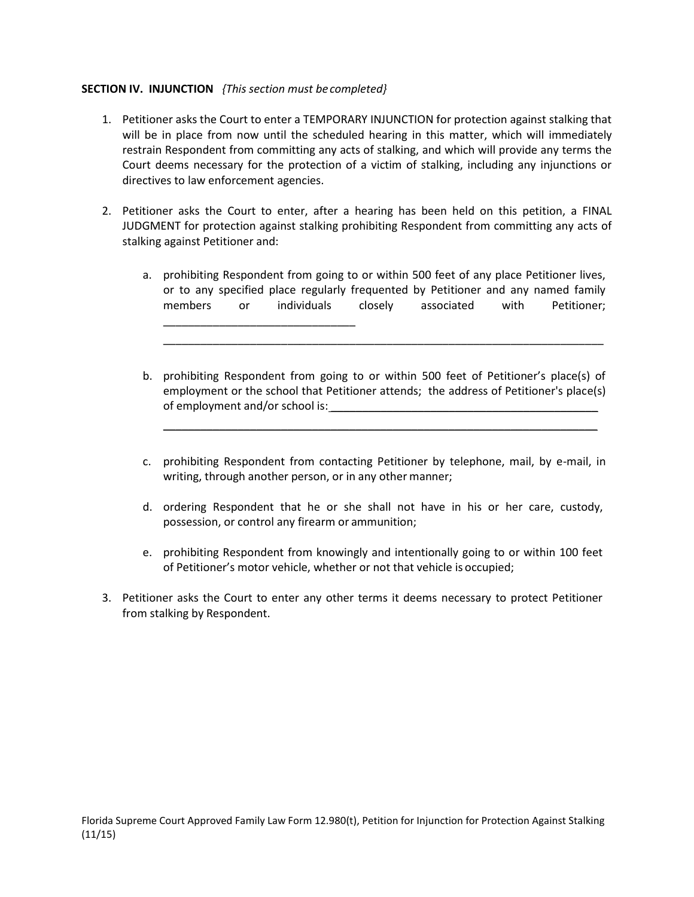**SECTION IV. INJUNCTION** *{This section must be completed}*

1. Petitioner asks the Court to enter a TEMPORARY INJUNCTION for protection against stalking that will be in place from now until the scheduled hearing in this matter, which will immediately restrain Respondent from committing any acts of stalking, and which will provide any terms the Court deems necessary for the protection of a victim of stalking, including any injunctions or directives to law enforcement agencies.

2. Petitioner asks the Court to enter, after a hearing has been held on this petition, a FINAL JUDGMENT for protection against stalking prohibiting Respondent from committing any acts of stalking against Petitioner and:

   a. prohibiting Respondent from going to or within 500 feet of any place Petitioner lives, or to any specified place regularly frequented by Petitioner and any named family members or individuals closely associated with Petitioner; ______________________________
   
   ______________________________________________________________________

   b. prohibiting Respondent from going to or within 500 feet of Petitioner's place(s) of employment or the school that Petitioner attends; the address of Petitioner's place(s) of employment and/or school is:__________________________________________
   
   ______________________________________________________________________

   c. prohibiting Respondent from contacting Petitioner by telephone, mail, by e-mail, in writing, through another person, or in any other manner;

   d. ordering Respondent that he or she shall not have in his or her care, custody, possession, or control any firearm or ammunition;

   e. prohibiting Respondent from knowingly and intentionally going to or within 100 feet of Petitioner's motor vehicle, whether or not that vehicle is occupied;

3. Petitioner asks the Court to enter any other terms it deems necessary to protect Petitioner from stalking by Respondent.

Florida Supreme Court Approved Family Law Form 12.980(t), Petition for Injunction for Protection Against Stalking (11/15)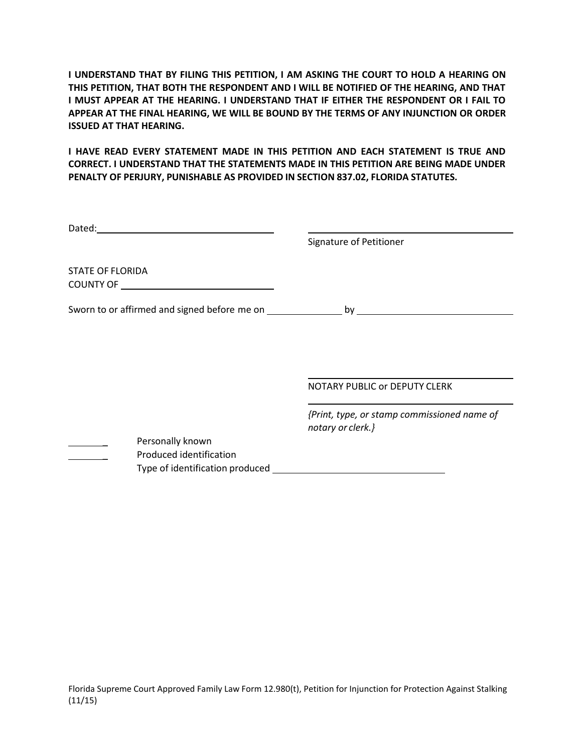**I UNDERSTAND THAT BY FILING THIS PETITION, I AM ASKING THE COURT TO HOLD A HEARING ON THIS PETITION, THAT BOTH THE RESPONDENT AND I WILL BE NOTIFIED OF THE HEARING, AND THAT I MUST APPEAR AT THE HEARING. I UNDERSTAND THAT IF EITHER THE RESPONDENT OR I FAIL TO APPEAR AT THE FINAL HEARING, WE WILL BE BOUND BY THE TERMS OF ANY INJUNCTION OR ORDER ISSUED AT THAT HEARING.**

**I HAVE READ EVERY STATEMENT MADE IN THIS PETITION AND EACH STATEMENT IS TRUE AND CORRECT. I UNDERSTAND THAT THE STATEMENTS MADE IN THIS PETITION ARE BEING MADE UNDER PENALTY OF PERJURY, PUNISHABLE AS PROVIDED IN SECTION 837.02, FLORIDA STATUTES.**

Dated: ______________________________

______________________________
Signature of Petitioner

STATE OF FLORIDA
COUNTY OF ______________________________

Sworn to or affirmed and signed before me on ______________ by ______________________________

______________________________
NOTARY PUBLIC or DEPUTY CLERK

______________________________
*{Print, type, or stamp commissioned name of notary or clerk.}*

________ Personally known
________ Produced identification
Type of identification produced ______________________________

Florida Supreme Court Approved Family Law Form 12.980(t), Petition for Injunction for Protection Against Stalking (11/15)